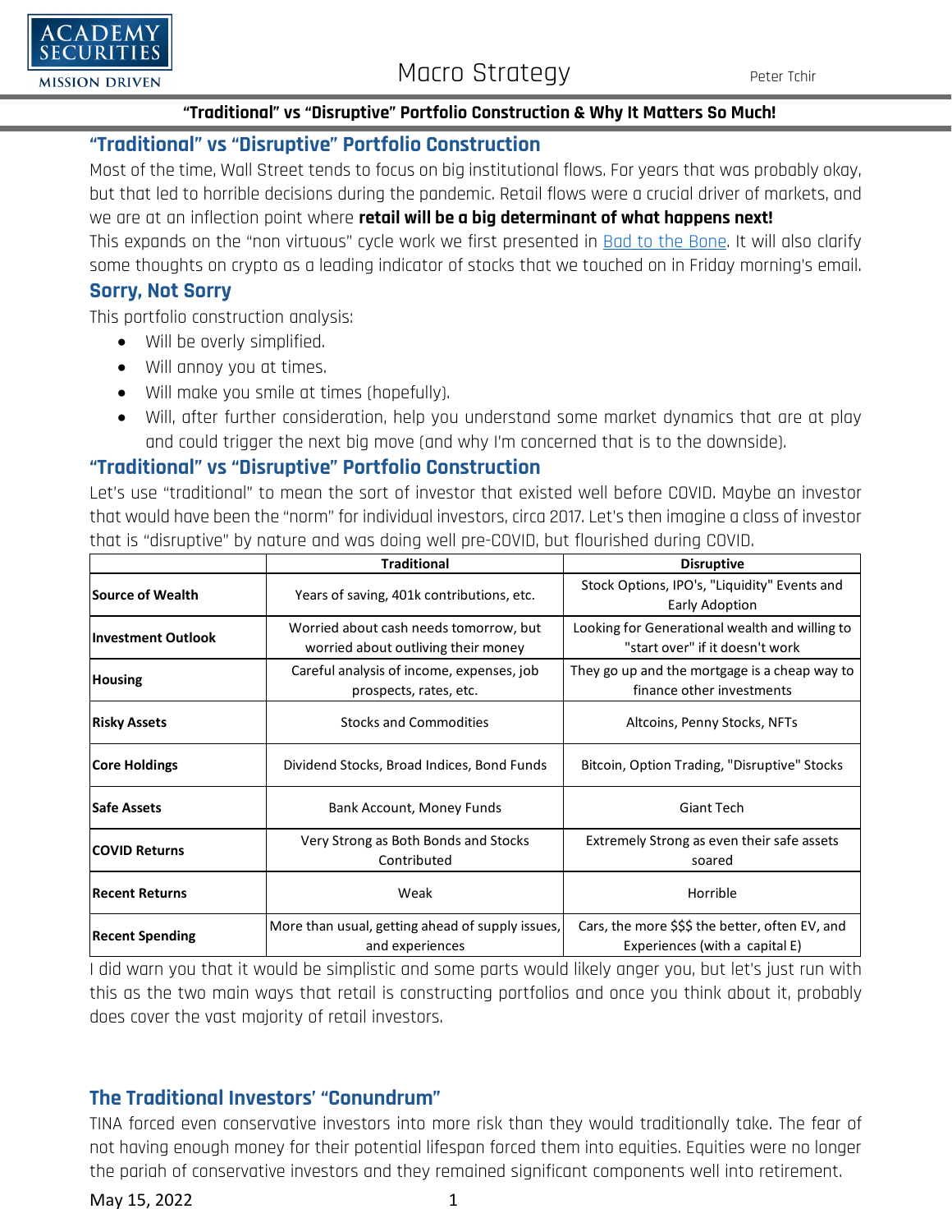# "Traditional" vs "Disruptive" Portfolio Construction & Why It Matters So Much!

## "Traditional" vs "Disruptive" Portfolio Construction

Most of the time, Wall Street tends to focus on big institutional flows. For years that was probably okay, but that led to horrible decisions during the pandemic. Retail flows were a crucial driver of markets, and we are at an inflection point where **retail will be a big determinant of what happens next!**

This expands on the "non virtuous" cycle work we first presented in Bad to the Bone. It will also clarify some thoughts on crypto as a leading indicator of stocks that we touched on in Friday morning's email.

## Sorry, Not Sorry

This portfolio construction analysis:

- Will be overly simplified.
- Will annoy you at times.
- Will make you smile at times (hopefully).
- Will, after further consideration, help you understand some market dynamics that are at play and could trigger the next big move (and why I'm concerned that is to the downside).

## "Traditional" vs "Disruptive" Portfolio Construction

Let's use "traditional" to mean the sort of investor that existed well before COVID. Maybe an investor that would have been the "norm" for individual investors, circa 2017. Let's then imagine a class of investor that is "disruptive" by nature and was doing well pre-COVID, but flourished during COVID.

| | Traditional | Disruptive |
|---|---|---|
| **Source of Wealth** | Years of saving, 401k contributions, etc. | Stock Options, IPO's, "Liquidity" Events and Early Adoption |
| **Investment Outlook** | Worried about cash needs tomorrow, but worried about outliving their money | Looking for Generational wealth and willing to "start over" if it doesn't work |
| **Housing** | Careful analysis of income, expenses, job prospects, rates, etc. | They go up and the mortgage is a cheap way to finance other investments |
| **Risky Assets** | Stocks and Commodities | Altcoins, Penny Stocks, NFTs |
| **Core Holdings** | Dividend Stocks, Broad Indices, Bond Funds | Bitcoin, Option Trading, "Disruptive" Stocks |
| **Safe Assets** | Bank Account, Money Funds | Giant Tech |
| **COVID Returns** | Very Strong as Both Bonds and Stocks Contributed | Extremely Strong as even their safe assets soared |
| **Recent Returns** | Weak | Horrible |
| **Recent Spending** | More than usual, getting ahead of supply issues, and experiences | Cars, the more $$$ the better, often EV, and Experiences (with a capital E) |

I did warn you that it would be simplistic and some parts would likely anger you, but let's just run with this as the two main ways that retail is constructing portfolios and once you think about it, probably does cover the vast majority of retail investors.

## The Traditional Investors' "Conundrum"

TINA forced even conservative investors into more risk than they would traditionally take. The fear of not having enough money for their potential lifespan forced them into equities. Equities were no longer the pariah of conservative investors and they remained significant components well into retirement.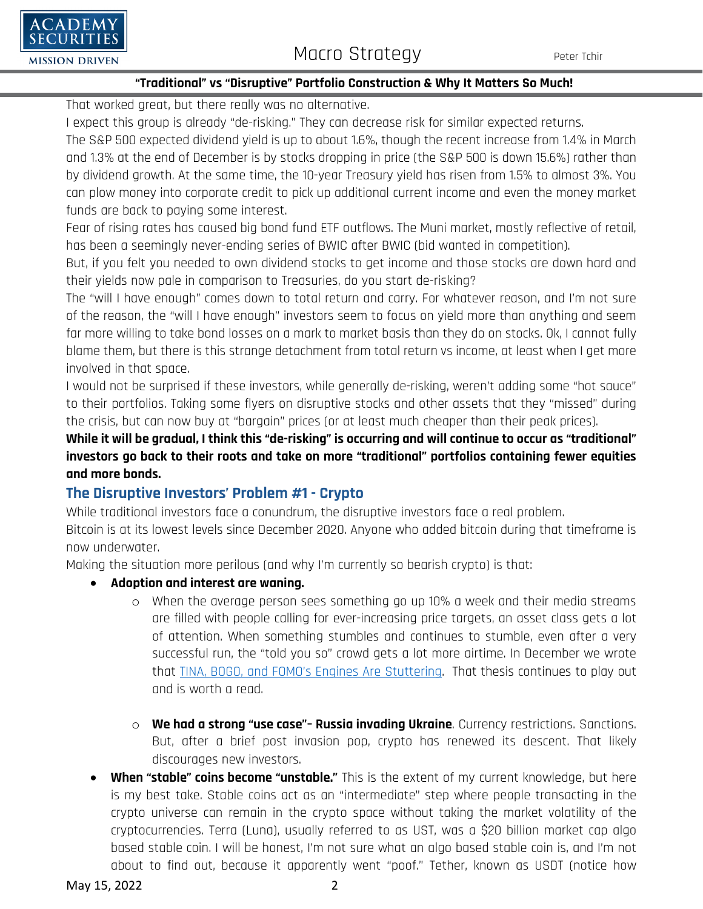That worked great, but there really was no alternative.

I expect this group is already "de-risking." They can decrease risk for similar expected returns.

The S&P 500 expected dividend yield is up to about 1.6%, though the recent increase from 1.4% in March and 1.3% at the end of December is by stocks dropping in price (the S&P 500 is down 15.6%) rather than by dividend growth. At the same time, the 10-year Treasury yield has risen from 1.5% to almost 3%. You can plow money into corporate credit to pick up additional current income and even the money market funds are back to paying some interest.

Fear of rising rates has caused big bond fund ETF outflows. The Muni market, mostly reflective of retail, has been a seemingly never-ending series of BWIC after BWIC (bid wanted in competition).

But, if you felt you needed to own dividend stocks to get income and those stocks are down hard and their yields now pale in comparison to Treasuries, do you start de-risking?

The "will I have enough" comes down to total return and carry. For whatever reason, and I'm not sure of the reason, the "will I have enough" investors seem to focus on yield more than anything and seem far more willing to take bond losses on a mark to market basis than they do on stocks. Ok, I cannot fully blame them, but there is this strange detachment from total return vs income, at least when I get more involved in that space.

I would not be surprised if these investors, while generally de-risking, weren't adding some "hot sauce" to their portfolios. Taking some flyers on disruptive stocks and other assets that they "missed" during the crisis, but can now buy at "bargain" prices (or at least much cheaper than their peak prices).

**While it will be gradual, I think this "de-risking" is occurring and will continue to occur as "traditional" investors go back to their roots and take on more "traditional" portfolios containing fewer equities and more bonds.**

## The Disruptive Investors' Problem #1 - Crypto

While traditional investors face a conundrum, the disruptive investors face a real problem.

Bitcoin is at its lowest levels since December 2020. Anyone who added bitcoin during that timeframe is now underwater.

Making the situation more perilous (and why I'm currently so bearish crypto) is that:

- **Adoption and interest are waning.**
  - When the average person sees something go up 10% a week and their media streams are filled with people calling for ever-increasing price targets, an asset class gets a lot of attention. When something stumbles and continues to stumble, even after a very successful run, the "told you so" crowd gets a lot more airtime. In December we wrote that [TINA, BOGO, and FOMO's Engines Are Stuttering](). That thesis continues to play out and is worth a read.
  - **We had a strong "use case"– Russia invading Ukraine**. Currency restrictions. Sanctions. But, after a brief post invasion pop, crypto has renewed its descent. That likely discourages new investors.
- **When "stable" coins become "unstable."** This is the extent of my current knowledge, but here is my best take. Stable coins act as an "intermediate" step where people transacting in the crypto universe can remain in the crypto space without taking the market volatility of the cryptocurrencies. Terra (Luna), usually referred to as UST, was a $20 billion market cap algo based stable coin. I will be honest, I'm not sure what an algo based stable coin is, and I'm not about to find out, because it apparently went "poof." Tether, known as USDT (notice how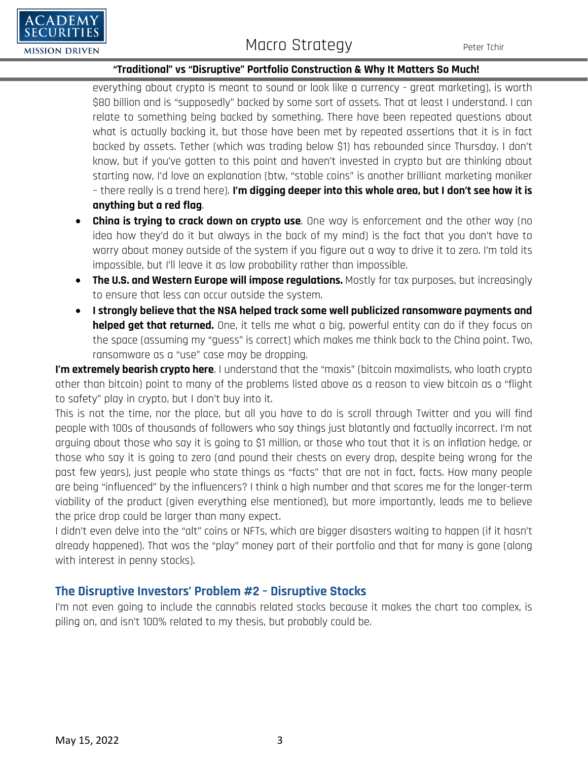everything about crypto is meant to sound or look like a currency - great marketing), is worth $80 billion and is "supposedly" backed by some sort of assets. That at least I understand. I can relate to something being backed by something. There have been repeated questions about what is actually backing it, but those have been met by repeated assertions that it is in fact backed by assets. Tether (which was trading below $1) has rebounded since Thursday. I don't know, but if you've gotten to this point and haven't invested in crypto but are thinking about starting now, I'd love an explanation (btw, "stable coins" is another brilliant marketing moniker – there really is a trend here). **I'm digging deeper into this whole area, but I don't see how it is anything but a red flag**.

- **China is trying to crack down on crypto use**. One way is enforcement and the other way (no idea how they'd do it but always in the back of my mind) is the fact that you don't have to worry about money outside of the system if you figure out a way to drive it to zero. I'm told its impossible, but I'll leave it as low probability rather than impossible.
- **The U.S. and Western Europe will impose regulations.** Mostly for tax purposes, but increasingly to ensure that less can occur outside the system.
- **I strongly believe that the NSA helped track some well publicized ransomware payments and helped get that returned.** One, it tells me what a big, powerful entity can do if they focus on the space (assuming my "guess" is correct) which makes me think back to the China point. Two, ransomware as a "use" case may be dropping.

**I'm extremely bearish crypto here**. I understand that the "maxis" (bitcoin maximalists, who loath crypto other than bitcoin) point to many of the problems listed above as a reason to view bitcoin as a "flight to safety" play in crypto, but I don't buy into it.

This is not the time, nor the place, but all you have to do is scroll through Twitter and you will find people with 100s of thousands of followers who say things just blatantly and factually incorrect. I'm not arguing about those who say it is going to $1 million, or those who tout that it is an inflation hedge, or those who say it is going to zero (and pound their chests on every drop, despite being wrong for the past few years), just people who state things as "facts" that are not in fact, facts. How many people are being "influenced" by the influencers? I think a high number and that scares me for the longer-term viability of the product (given everything else mentioned), but more importantly, leads me to believe the price drop could be larger than many expect.

I didn't even delve into the "alt" coins or NFTs, which are bigger disasters waiting to happen (if it hasn't already happened). That was the "play" money part of their portfolio and that for many is gone (along with interest in penny stocks).

## The Disruptive Investors' Problem #2 – Disruptive Stocks

I'm not even going to include the cannabis related stocks because it makes the chart too complex, is piling on, and isn't 100% related to my thesis, but probably could be.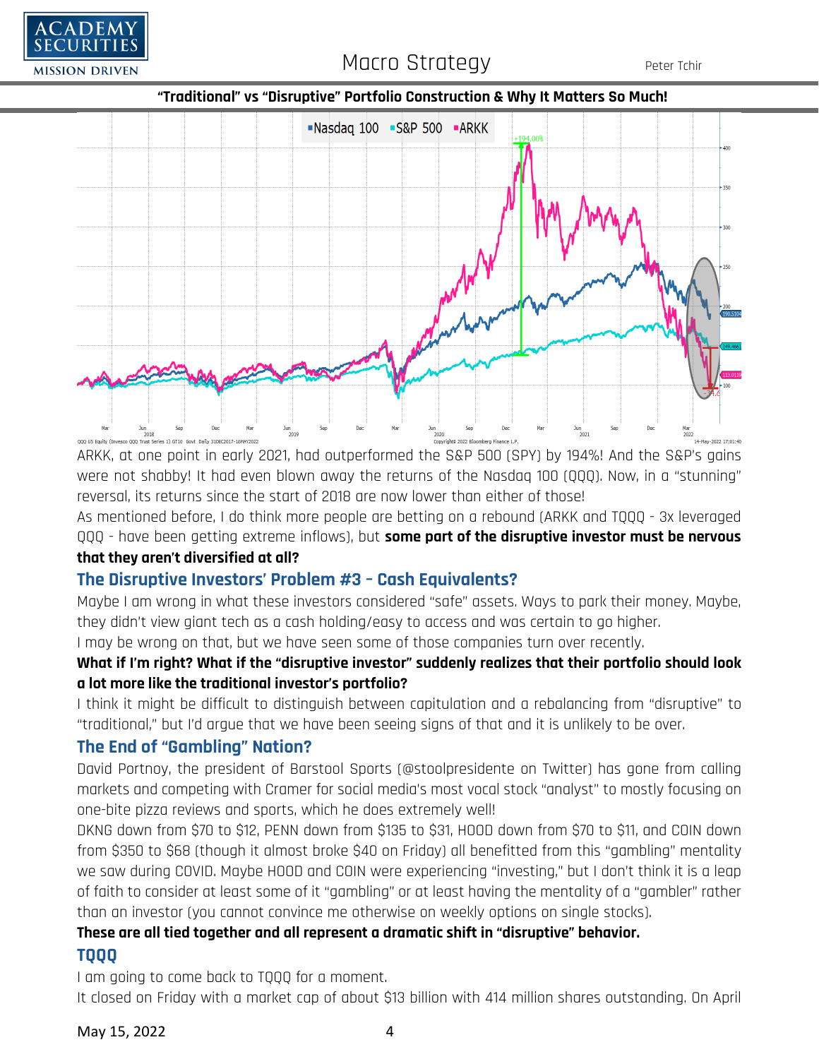**"Traditional" vs "Disruptive" Portfolio Construction & Why It Matters So Much!**

ARKK, at one point in early 2021, had outperformed the S&P 500 (SPY) by 194%! And the S&P's gains were not shabby! It had even blown away the returns of the Nasdaq 100 (QQQ). Now, in a "stunning" reversal, its returns since the start of 2018 are now lower than either of those!

As mentioned before, I do think more people are betting on a rebound (ARKK and TQQQ - 3x leveraged QQQ - have been getting extreme inflows), but **some part of the disruptive investor must be nervous that they aren't diversified at all?**

## The Disruptive Investors' Problem #3 – Cash Equivalents?

Maybe I am wrong in what these investors considered "safe" assets. Ways to park their money. Maybe, they didn't view giant tech as a cash holding/easy to access and was certain to go higher.

I may be wrong on that, but we have seen some of those companies turn over recently.

**What if I'm right? What if the "disruptive investor" suddenly realizes that their portfolio should look a lot more like the traditional investor's portfolio?**

I think it might be difficult to distinguish between capitulation and a rebalancing from "disruptive" to "traditional," but I'd argue that we have been seeing signs of that and it is unlikely to be over.

## The End of "Gambling" Nation?

David Portnoy, the president of Barstool Sports (@stoolpresidente on Twitter) has gone from calling markets and competing with Cramer for social media's most vocal stock "analyst" to mostly focusing on one-bite pizza reviews and sports, which he does extremely well!

DKNG down from $70 to $12, PENN down from $135 to $31, HOOD down from $70 to $11, and COIN down from $350 to $68 (though it almost broke $40 on Friday) all benefitted from this "gambling" mentality we saw during COVID. Maybe HOOD and COIN were experiencing "investing," but I don't think it is a leap of faith to consider at least some of it "gambling" or at least having the mentality of a "gambler" rather than an investor (you cannot convince me otherwise on weekly options on single stocks).

**These are all tied together and all represent a dramatic shift in "disruptive" behavior.**

## TQQQ

I am going to come back to TQQQ for a moment.

It closed on Friday with a market cap of about $13 billion with 414 million shares outstanding. On April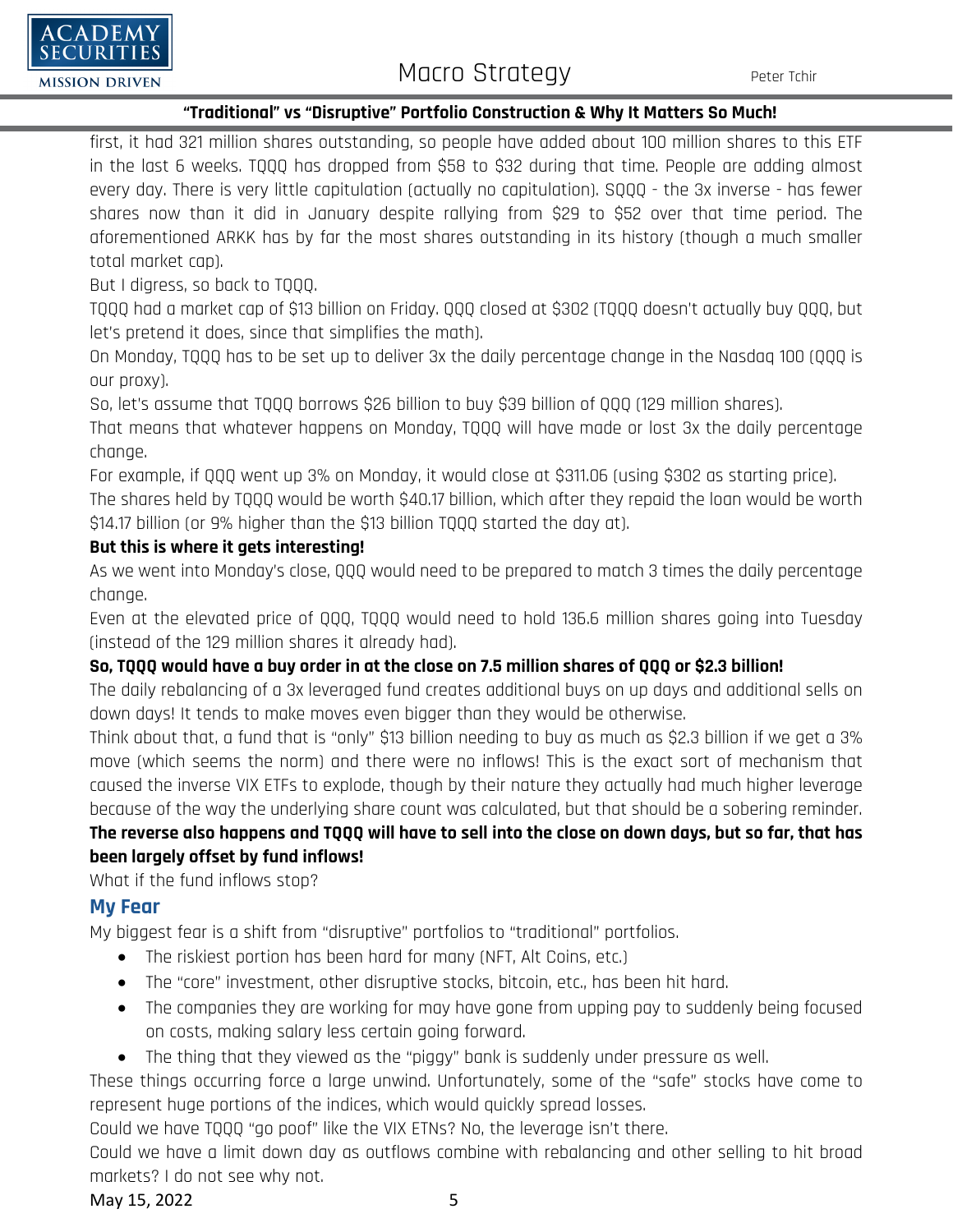first, it had 321 million shares outstanding, so people have added about 100 million shares to this ETF in the last 6 weeks. TQQQ has dropped from $58 to $32 during that time. People are adding almost every day. There is very little capitulation (actually no capitulation). SQQQ - the 3x inverse - has fewer shares now than it did in January despite rallying from $29 to $52 over that time period. The aforementioned ARKK has by far the most shares outstanding in its history (though a much smaller total market cap).

But I digress, so back to TQQQ.

TQQQ had a market cap of $13 billion on Friday. QQQ closed at $302 (TQQQ doesn't actually buy QQQ, but let's pretend it does, since that simplifies the math).

On Monday, TQQQ has to be set up to deliver 3x the daily percentage change in the Nasdaq 100 (QQQ is our proxy).

So, let's assume that TQQQ borrows $26 billion to buy $39 billion of QQQ (129 million shares).

That means that whatever happens on Monday, TQQQ will have made or lost 3x the daily percentage change.

For example, if QQQ went up 3% on Monday, it would close at $311.06 (using $302 as starting price).

The shares held by TQQQ would be worth $40.17 billion, which after they repaid the loan would be worth $14.17 billion (or 9% higher than the $13 billion TQQQ started the day at).

**But this is where it gets interesting!**

As we went into Monday's close, QQQ would need to be prepared to match 3 times the daily percentage change.

Even at the elevated price of QQQ, TQQQ would need to hold 136.6 million shares going into Tuesday (instead of the 129 million shares it already had).

**So, TQQQ would have a buy order in at the close on 7.5 million shares of QQQ or $2.3 billion!**

The daily rebalancing of a 3x leveraged fund creates additional buys on up days and additional sells on down days! It tends to make moves even bigger than they would be otherwise.

Think about that, a fund that is "only" $13 billion needing to buy as much as $2.3 billion if we get a 3% move (which seems the norm) and there were no inflows! This is the exact sort of mechanism that caused the inverse VIX ETFs to explode, though by their nature they actually had much higher leverage because of the way the underlying share count was calculated, but that should be a sobering reminder.

**The reverse also happens and TQQQ will have to sell into the close on down days, but so far, that has been largely offset by fund inflows!**

What if the fund inflows stop?

## My Fear

My biggest fear is a shift from "disruptive" portfolios to "traditional" portfolios.

- The riskiest portion has been hard for many (NFT, Alt Coins, etc.)
- The "core" investment, other disruptive stocks, bitcoin, etc., has been hit hard.
- The companies they are working for may have gone from upping pay to suddenly being focused on costs, making salary less certain going forward.
- The thing that they viewed as the "piggy" bank is suddenly under pressure as well.

These things occurring force a large unwind. Unfortunately, some of the "safe" stocks have come to represent huge portions of the indices, which would quickly spread losses.

Could we have TQQQ "go poof" like the VIX ETNs? No, the leverage isn't there.

Could we have a limit down day as outflows combine with rebalancing and other selling to hit broad markets? I do not see why not.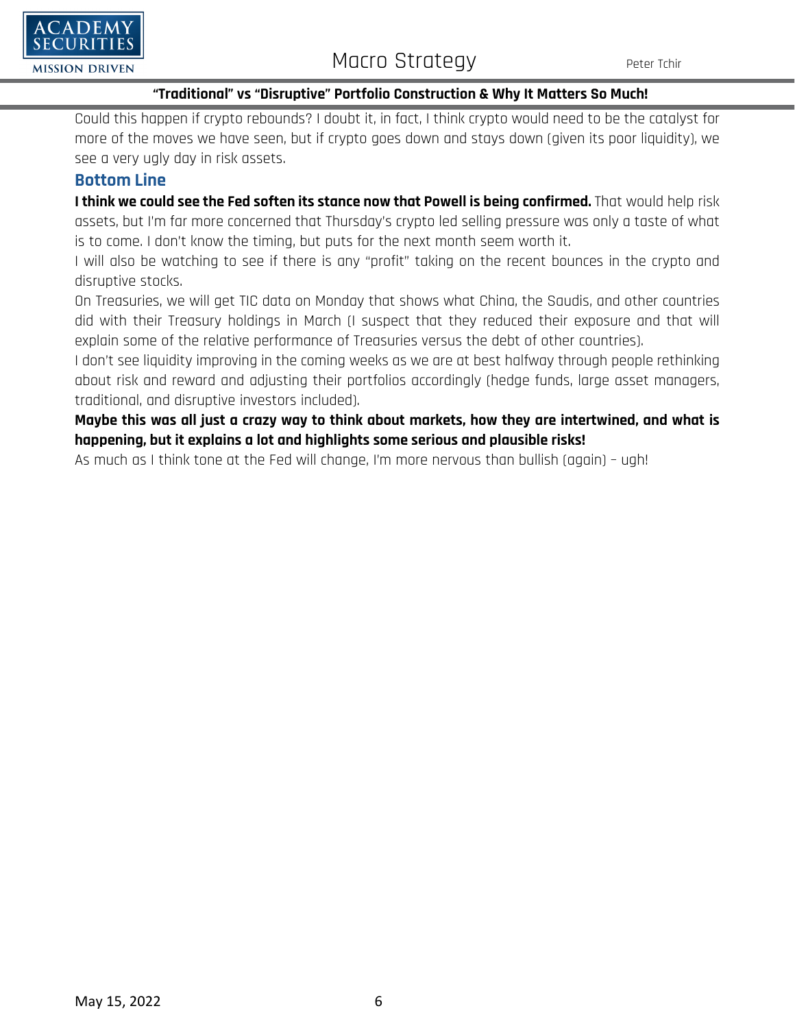Could this happen if crypto rebounds? I doubt it, in fact, I think crypto would need to be the catalyst for more of the moves we have seen, but if crypto goes down and stays down (given its poor liquidity), we see a very ugly day in risk assets.

## Bottom Line

**I think we could see the Fed soften its stance now that Powell is being confirmed.** That would help risk assets, but I'm far more concerned that Thursday's crypto led selling pressure was only a taste of what is to come. I don't know the timing, but puts for the next month seem worth it.

I will also be watching to see if there is any "profit" taking on the recent bounces in the crypto and disruptive stocks.

On Treasuries, we will get TIC data on Monday that shows what China, the Saudis, and other countries did with their Treasury holdings in March (I suspect that they reduced their exposure and that will explain some of the relative performance of Treasuries versus the debt of other countries).

I don't see liquidity improving in the coming weeks as we are at best halfway through people rethinking about risk and reward and adjusting their portfolios accordingly (hedge funds, large asset managers, traditional, and disruptive investors included).

**Maybe this was all just a crazy way to think about markets, how they are intertwined, and what is happening, but it explains a lot and highlights some serious and plausible risks!**

As much as I think tone at the Fed will change, I'm more nervous than bullish (again) – ugh!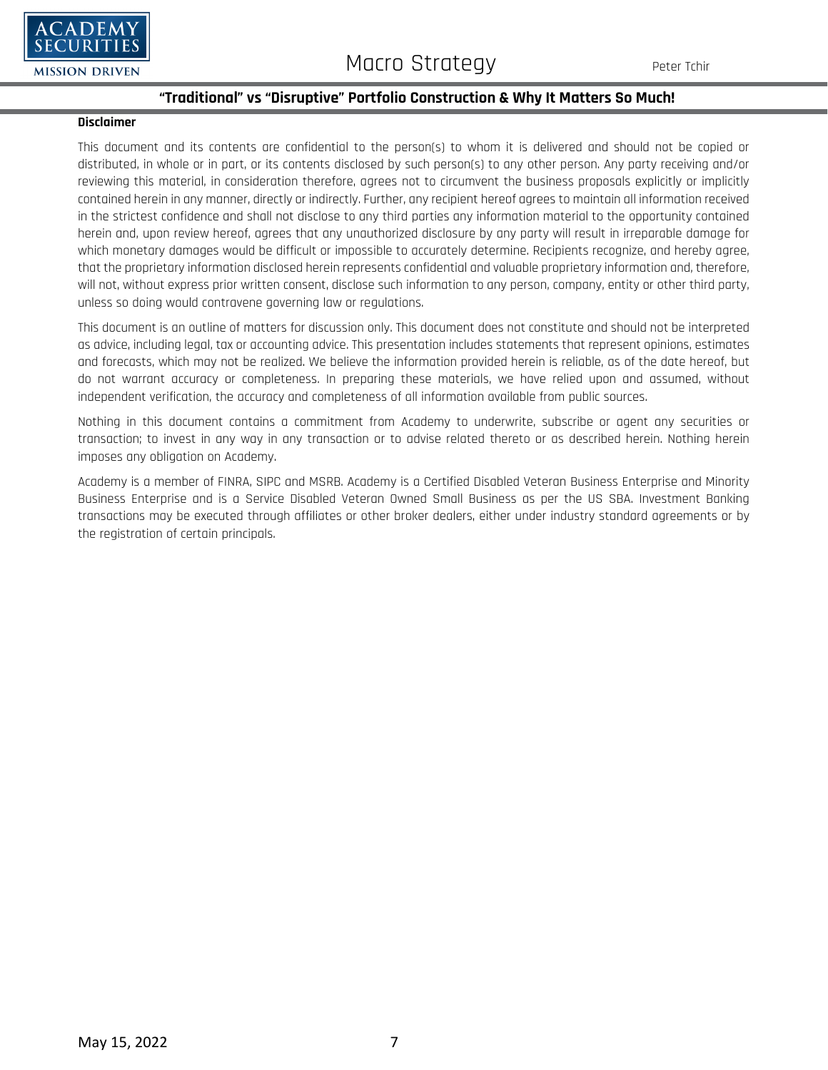**Disclaimer**

This document and its contents are confidential to the person(s) to whom it is delivered and should not be copied or distributed, in whole or in part, or its contents disclosed by such person(s) to any other person. Any party receiving and/or reviewing this material, in consideration therefore, agrees not to circumvent the business proposals explicitly or implicitly contained herein in any manner, directly or indirectly. Further, any recipient hereof agrees to maintain all information received in the strictest confidence and shall not disclose to any third parties any information material to the opportunity contained herein and, upon review hereof, agrees that any unauthorized disclosure by any party will result in irreparable damage for which monetary damages would be difficult or impossible to accurately determine. Recipients recognize, and hereby agree, that the proprietary information disclosed herein represents confidential and valuable proprietary information and, therefore, will not, without express prior written consent, disclose such information to any person, company, entity or other third party, unless so doing would contravene governing law or regulations.

This document is an outline of matters for discussion only. This document does not constitute and should not be interpreted as advice, including legal, tax or accounting advice. This presentation includes statements that represent opinions, estimates and forecasts, which may not be realized. We believe the information provided herein is reliable, as of the date hereof, but do not warrant accuracy or completeness. In preparing these materials, we have relied upon and assumed, without independent verification, the accuracy and completeness of all information available from public sources.

Nothing in this document contains a commitment from Academy to underwrite, subscribe or agent any securities or transaction; to invest in any way in any transaction or to advise related thereto or as described herein. Nothing herein imposes any obligation on Academy.

Academy is a member of FINRA, SIPC and MSRB. Academy is a Certified Disabled Veteran Business Enterprise and Minority Business Enterprise and is a Service Disabled Veteran Owned Small Business as per the US SBA. Investment Banking transactions may be executed through affiliates or other broker dealers, either under industry standard agreements or by the registration of certain principals.